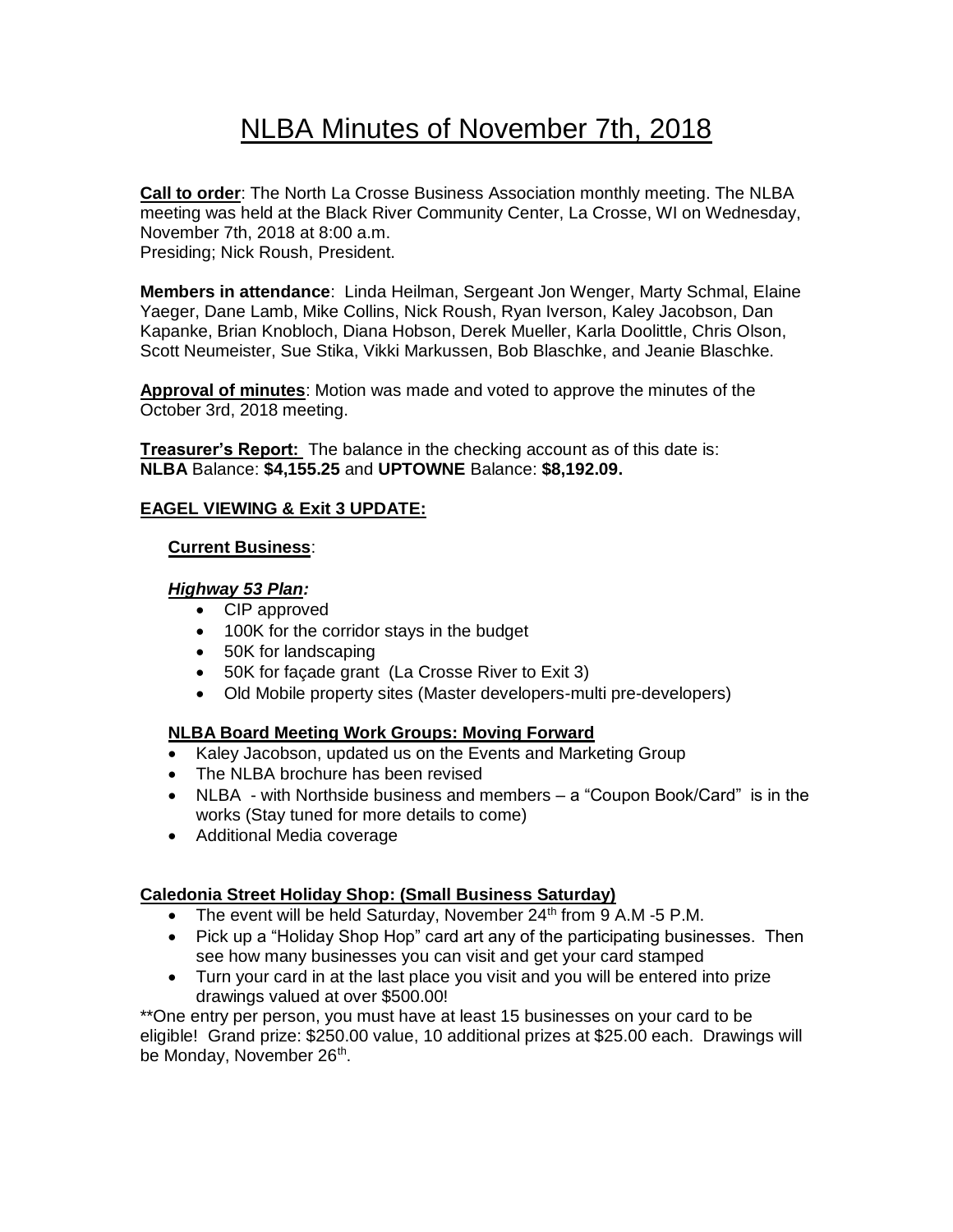# NLBA Minutes of November 7th, 2018

**Call to order**: The North La Crosse Business Association monthly meeting. The NLBA meeting was held at the Black River Community Center, La Crosse, WI on Wednesday, November 7th, 2018 at 8:00 a.m.
Presiding; Nick Roush, President.

**Members in attendance**: Linda Heilman, Sergeant Jon Wenger, Marty Schmal, Elaine Yaeger, Dane Lamb, Mike Collins, Nick Roush, Ryan Iverson, Kaley Jacobson, Dan Kapanke, Brian Knobloch, Diana Hobson, Derek Mueller, Karla Doolittle, Chris Olson, Scott Neumeister, Sue Stika, Vikki Markussen, Bob Blaschke, and Jeanie Blaschke.

**Approval of minutes**: Motion was made and voted to approve the minutes of the October 3rd, 2018 meeting.

**Treasurer's Report:** The balance in the checking account as of this date is:
**NLBA** Balance: **$4,155.25** and **UPTOWNE** Balance: **$8,192.09.**

**EAGEL VIEWING & Exit 3 UPDATE:**

**Current Business**:

***Highway 53 Plan:***

- CIP approved
- 100K for the corridor stays in the budget
- 50K for landscaping
- 50K for façade grant (La Crosse River to Exit 3)
- Old Mobile property sites (Master developers-multi pre-developers)

**NLBA Board Meeting Work Groups: Moving Forward**

- Kaley Jacobson, updated us on the Events and Marketing Group
- The NLBA brochure has been revised
- NLBA - with Northside business and members – a "Coupon Book/Card" is in the works (Stay tuned for more details to come)
- Additional Media coverage

**Caledonia Street Holiday Shop: (Small Business Saturday)**

- The event will be held Saturday, November 24th from 9 A.M -5 P.M.
- Pick up a "Holiday Shop Hop" card art any of the participating businesses. Then see how many businesses you can visit and get your card stamped
- Turn your card in at the last place you visit and you will be entered into prize drawings valued at over $500.00!

**One entry per person, you must have at least 15 businesses on your card to be eligible! Grand prize: $250.00 value, 10 additional prizes at $25.00 each. Drawings will be Monday, November 26th.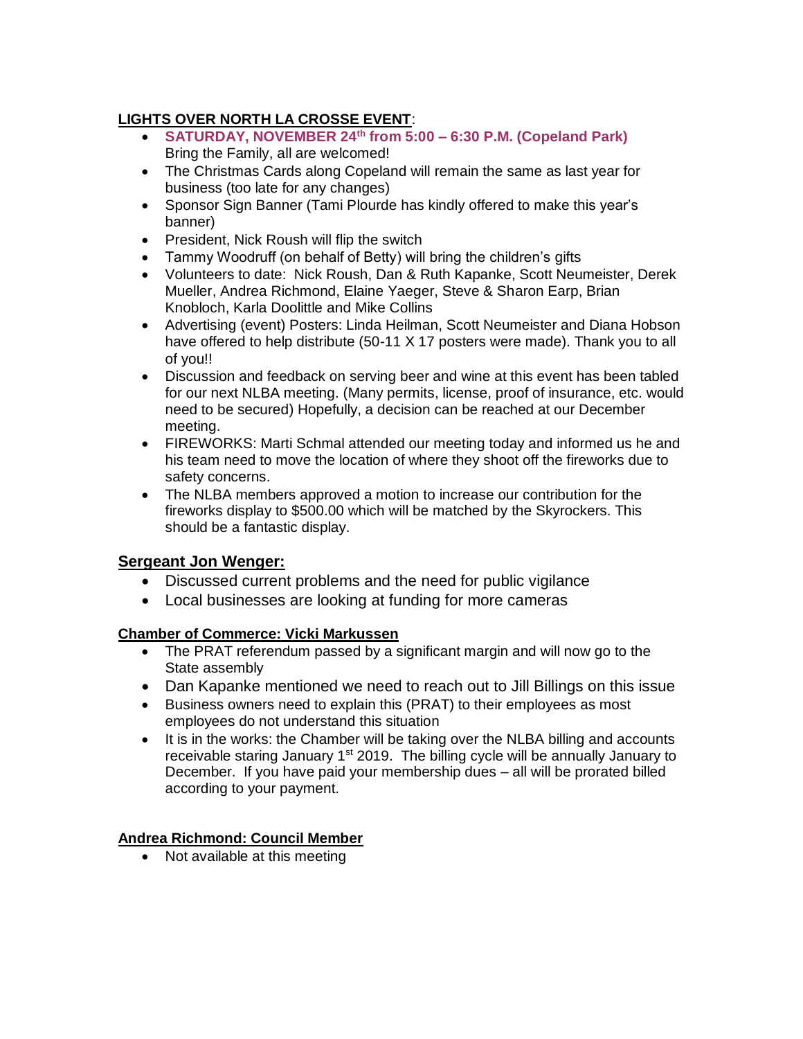**LIGHTS OVER NORTH LA CROSSE EVENT**:

- **SATURDAY, NOVEMBER 24th from 5:00 – 6:30 P.M. (Copeland Park)** Bring the Family, all are welcomed!
- The Christmas Cards along Copeland will remain the same as last year for business (too late for any changes)
- Sponsor Sign Banner (Tami Plourde has kindly offered to make this year's banner)
- President, Nick Roush will flip the switch
- Tammy Woodruff (on behalf of Betty) will bring the children's gifts
- Volunteers to date: Nick Roush, Dan & Ruth Kapanke, Scott Neumeister, Derek Mueller, Andrea Richmond, Elaine Yaeger, Steve & Sharon Earp, Brian Knobloch, Karla Doolittle and Mike Collins
- Advertising (event) Posters: Linda Heilman, Scott Neumeister and Diana Hobson have offered to help distribute (50-11 X 17 posters were made). Thank you to all of you!!
- Discussion and feedback on serving beer and wine at this event has been tabled for our next NLBA meeting. (Many permits, license, proof of insurance, etc. would need to be secured) Hopefully, a decision can be reached at our December meeting.
- FIREWORKS: Marti Schmal attended our meeting today and informed us he and his team need to move the location of where they shoot off the fireworks due to safety concerns.
- The NLBA members approved a motion to increase our contribution for the fireworks display to $500.00 which will be matched by the Skyrockers. This should be a fantastic display.

**Sergeant Jon Wenger:**

- Discussed current problems and the need for public vigilance
- Local businesses are looking at funding for more cameras

**Chamber of Commerce: Vicki Markussen**

- The PRAT referendum passed by a significant margin and will now go to the State assembly
- Dan Kapanke mentioned we need to reach out to Jill Billings on this issue
- Business owners need to explain this (PRAT) to their employees as most employees do not understand this situation
- It is in the works: the Chamber will be taking over the NLBA billing and accounts receivable staring January 1st 2019. The billing cycle will be annually January to December. If you have paid your membership dues – all will be prorated billed according to your payment.

**Andrea Richmond: Council Member**

- Not available at this meeting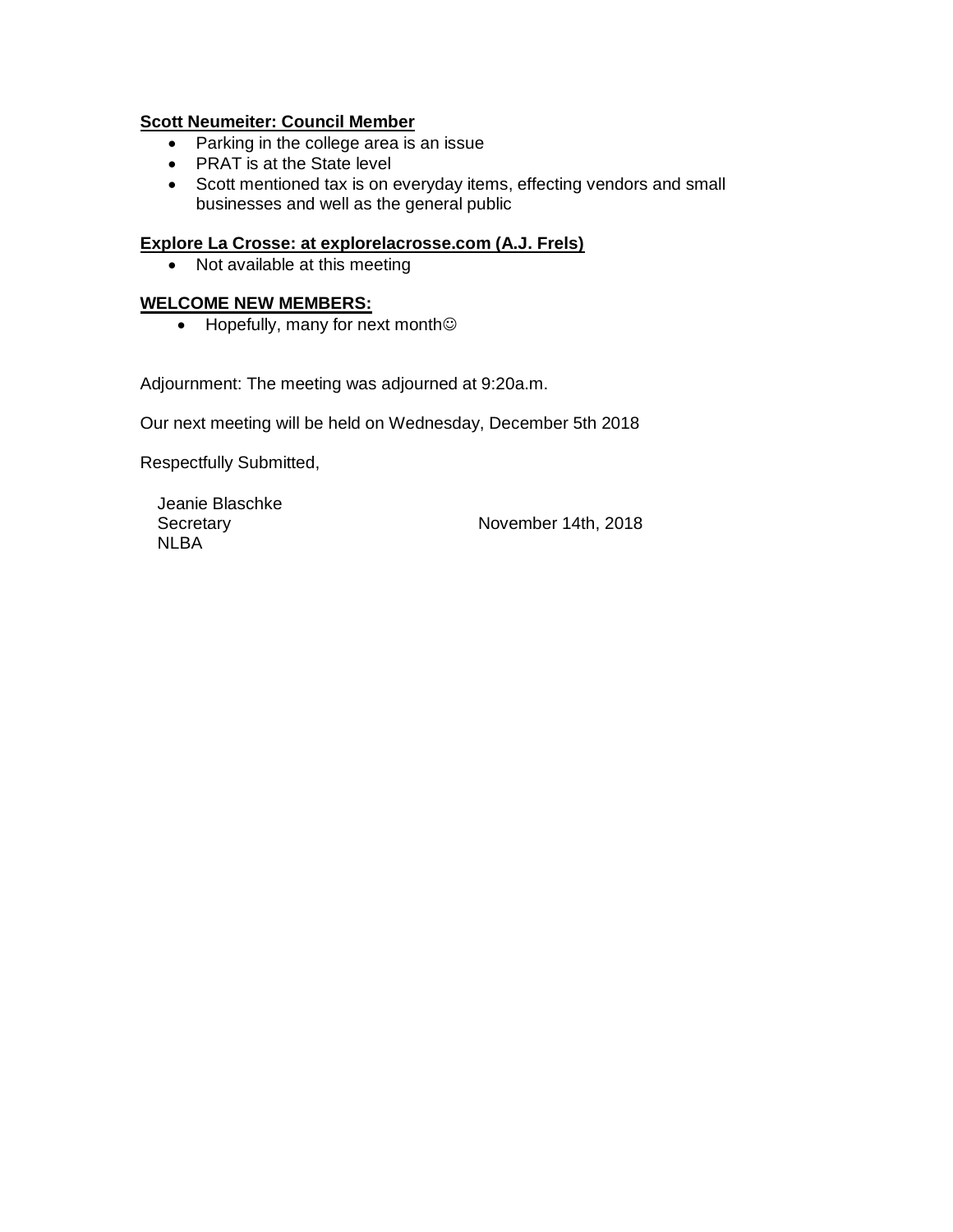**Scott Neumeiter: Council Member**

- Parking in the college area is an issue
- PRAT is at the State level
- Scott mentioned tax is on everyday items, effecting vendors and small businesses and well as the general public

**Explore La Crosse: at explorelacrosse.com (A.J. Frels)**

- Not available at this meeting

**WELCOME NEW MEMBERS:**

- Hopefully, many for next month☺

Adjournment: The meeting was adjourned at 9:20a.m.

Our next meeting will be held on Wednesday, December 5th 2018

Respectfully Submitted,

Jeanie Blaschke
Secretary
NLBA

November 14th, 2018